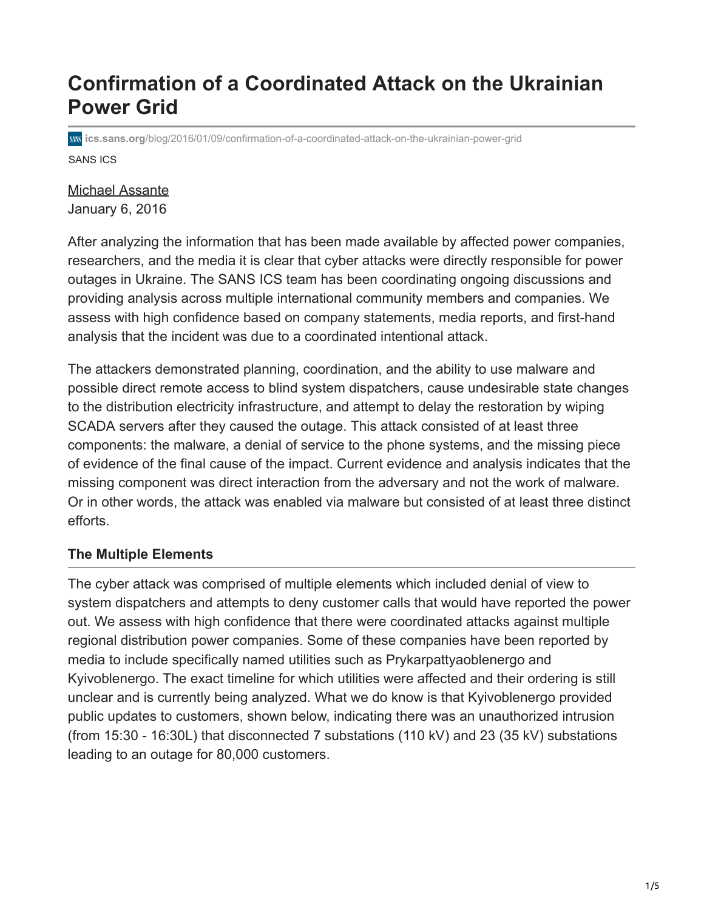# Confirmation of a Coordinated Attack on the Ukrainian Power Grid

ics.sans.org/blog/2016/01/09/confirmation-of-a-coordinated-attack-on-the-ukrainian-power-grid

SANS ICS

Michael Assante
January 6, 2016

After analyzing the information that has been made available by affected power companies, researchers, and the media it is clear that cyber attacks were directly responsible for power outages in Ukraine. The SANS ICS team has been coordinating ongoing discussions and providing analysis across multiple international community members and companies. We assess with high confidence based on company statements, media reports, and first-hand analysis that the incident was due to a coordinated intentional attack.

The attackers demonstrated planning, coordination, and the ability to use malware and possible direct remote access to blind system dispatchers, cause undesirable state changes to the distribution electricity infrastructure, and attempt to delay the restoration by wiping SCADA servers after they caused the outage. This attack consisted of at least three components: the malware, a denial of service to the phone systems, and the missing piece of evidence of the final cause of the impact. Current evidence and analysis indicates that the missing component was direct interaction from the adversary and not the work of malware. Or in other words, the attack was enabled via malware but consisted of at least three distinct efforts.

## The Multiple Elements

The cyber attack was comprised of multiple elements which included denial of view to system dispatchers and attempts to deny customer calls that would have reported the power out. We assess with high confidence that there were coordinated attacks against multiple regional distribution power companies. Some of these companies have been reported by media to include specifically named utilities such as Prykarpattyaoblenergo and Kyivoblenergo. The exact timeline for which utilities were affected and their ordering is still unclear and is currently being analyzed. What we do know is that Kyivoblenergo provided public updates to customers, shown below, indicating there was an unauthorized intrusion (from 15:30 - 16:30L) that disconnected 7 substations (110 kV) and 23 (35 kV) substations leading to an outage for 80,000 customers.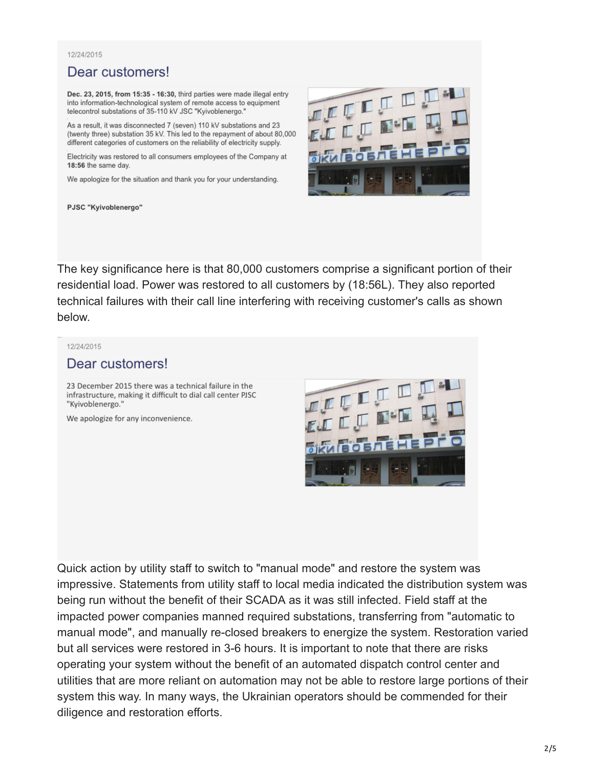12/24/2015

## Dear customers!

**Dec. 23, 2015, from 15:35 - 16:30,** third parties were made illegal entry into information-technological system of remote access to equipment telecontrol substations of 35-110 kV JSC "Kyivoblenergo."

As a result, it was disconnected 7 (seven) 110 kV substations and 23 (twenty three) substation 35 kV. This led to the repayment of about 80,000 different categories of customers on the reliability of electricity supply.

Electricity was restored to all consumers employees of the Company at **18:56** the same day.

We apologize for the situation and thank you for your understanding.

**PJSC "Kyivoblenergo"**

The key significance here is that 80,000 customers comprise a significant portion of their residential load. Power was restored to all customers by (18:56L). They also reported technical failures with their call line interfering with receiving customer's calls as shown below.

12/24/2015

## Dear customers!

23 December 2015 there was a technical failure in the infrastructure, making it difficult to dial call center PJSC "Kyivoblenergo."

We apologize for any inconvenience.

Quick action by utility staff to switch to "manual mode" and restore the system was impressive. Statements from utility staff to local media indicated the distribution system was being run without the benefit of their SCADA as it was still infected. Field staff at the impacted power companies manned required substations, transferring from "automatic to manual mode", and manually re-closed breakers to energize the system. Restoration varied but all services were restored in 3-6 hours. It is important to note that there are risks operating your system without the benefit of an automated dispatch control center and utilities that are more reliant on automation may not be able to restore large portions of their system this way. In many ways, the Ukrainian operators should be commended for their diligence and restoration efforts.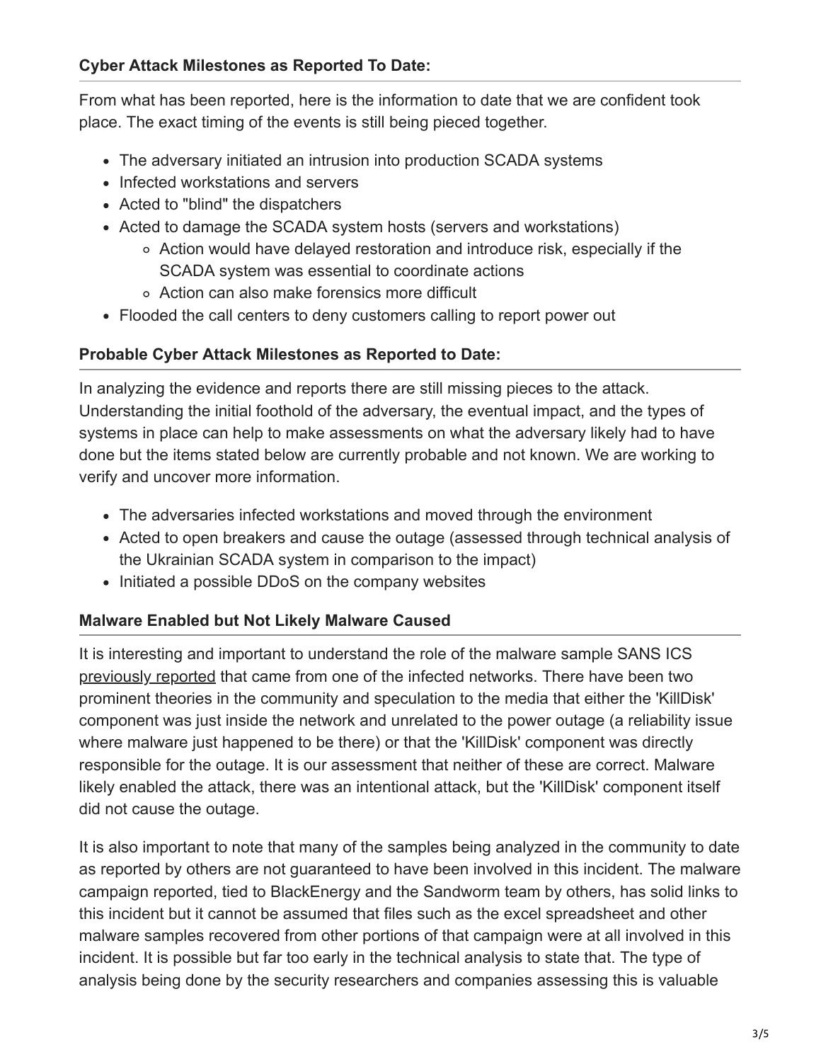### Cyber Attack Milestones as Reported To Date:

From what has been reported, here is the information to date that we are confident took place. The exact timing of the events is still being pieced together.

- The adversary initiated an intrusion into production SCADA systems
- Infected workstations and servers
- Acted to "blind" the dispatchers
- Acted to damage the SCADA system hosts (servers and workstations)
  - Action would have delayed restoration and introduce risk, especially if the SCADA system was essential to coordinate actions
  - Action can also make forensics more difficult
- Flooded the call centers to deny customers calling to report power out

### Probable Cyber Attack Milestones as Reported to Date:

In analyzing the evidence and reports there are still missing pieces to the attack. Understanding the initial foothold of the adversary, the eventual impact, and the types of systems in place can help to make assessments on what the adversary likely had to have done but the items stated below are currently probable and not known. We are working to verify and uncover more information.

- The adversaries infected workstations and moved through the environment
- Acted to open breakers and cause the outage (assessed through technical analysis of the Ukrainian SCADA system in comparison to the impact)
- Initiated a possible DDoS on the company websites

### Malware Enabled but Not Likely Malware Caused

It is interesting and important to understand the role of the malware sample SANS ICS previously reported that came from one of the infected networks. There have been two prominent theories in the community and speculation to the media that either the 'KillDisk' component was just inside the network and unrelated to the power outage (a reliability issue where malware just happened to be there) or that the 'KillDisk' component was directly responsible for the outage. It is our assessment that neither of these are correct. Malware likely enabled the attack, there was an intentional attack, but the 'KillDisk' component itself did not cause the outage.

It is also important to note that many of the samples being analyzed in the community to date as reported by others are not guaranteed to have been involved in this incident. The malware campaign reported, tied to BlackEnergy and the Sandworm team by others, has solid links to this incident but it cannot be assumed that files such as the excel spreadsheet and other malware samples recovered from other portions of that campaign were at all involved in this incident. It is possible but far too early in the technical analysis to state that. The type of analysis being done by the security researchers and companies assessing this is valuable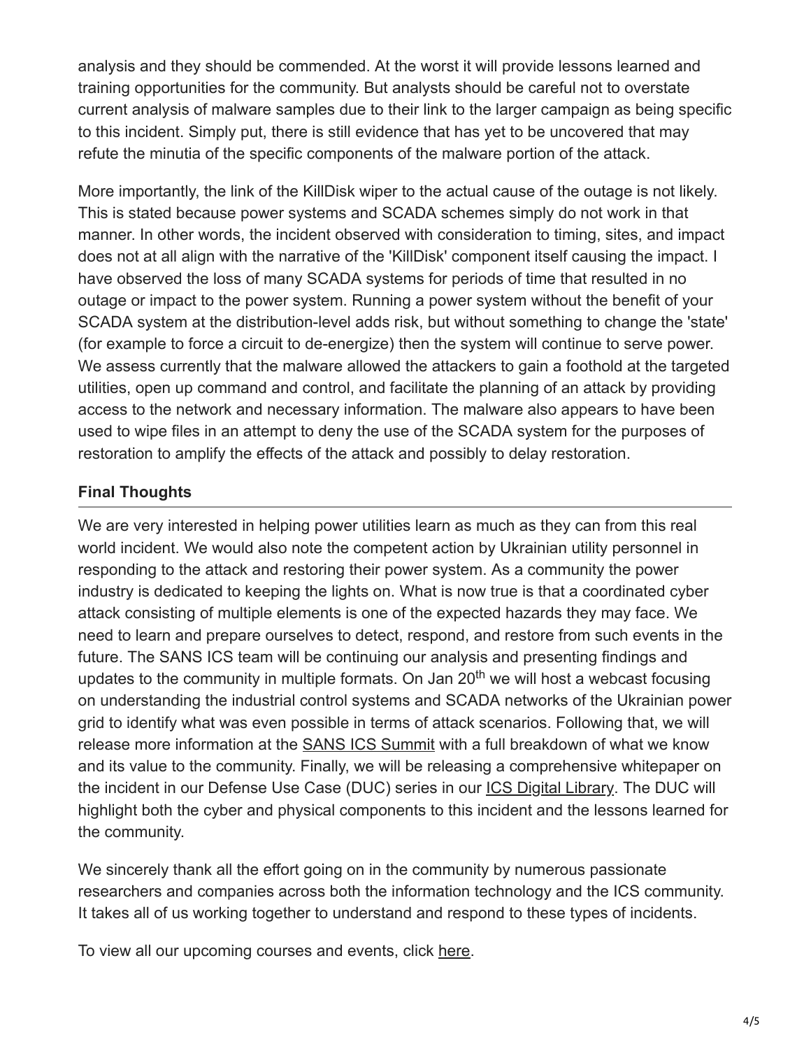analysis and they should be commended. At the worst it will provide lessons learned and training opportunities for the community. But analysts should be careful not to overstate current analysis of malware samples due to their link to the larger campaign as being specific to this incident. Simply put, there is still evidence that has yet to be uncovered that may refute the minutia of the specific components of the malware portion of the attack.

More importantly, the link of the KillDisk wiper to the actual cause of the outage is not likely. This is stated because power systems and SCADA schemes simply do not work in that manner. In other words, the incident observed with consideration to timing, sites, and impact does not at all align with the narrative of the 'KillDisk' component itself causing the impact. I have observed the loss of many SCADA systems for periods of time that resulted in no outage or impact to the power system. Running a power system without the benefit of your SCADA system at the distribution-level adds risk, but without something to change the 'state' (for example to force a circuit to de-energize) then the system will continue to serve power. We assess currently that the malware allowed the attackers to gain a foothold at the targeted utilities, open up command and control, and facilitate the planning of an attack by providing access to the network and necessary information. The malware also appears to have been used to wipe files in an attempt to deny the use of the SCADA system for the purposes of restoration to amplify the effects of the attack and possibly to delay restoration.

### Final Thoughts

We are very interested in helping power utilities learn as much as they can from this real world incident. We would also note the competent action by Ukrainian utility personnel in responding to the attack and restoring their power system. As a community the power industry is dedicated to keeping the lights on. What is now true is that a coordinated cyber attack consisting of multiple elements is one of the expected hazards they may face. We need to learn and prepare ourselves to detect, respond, and restore from such events in the future. The SANS ICS team will be continuing our analysis and presenting findings and updates to the community in multiple formats. On Jan 20th we will host a webcast focusing on understanding the industrial control systems and SCADA networks of the Ukrainian power grid to identify what was even possible in terms of attack scenarios. Following that, we will release more information at the SANS ICS Summit with a full breakdown of what we know and its value to the community. Finally, we will be releasing a comprehensive whitepaper on the incident in our Defense Use Case (DUC) series in our ICS Digital Library. The DUC will highlight both the cyber and physical components to this incident and the lessons learned for the community.

We sincerely thank all the effort going on in the community by numerous passionate researchers and companies across both the information technology and the ICS community. It takes all of us working together to understand and respond to these types of incidents.

To view all our upcoming courses and events, click here.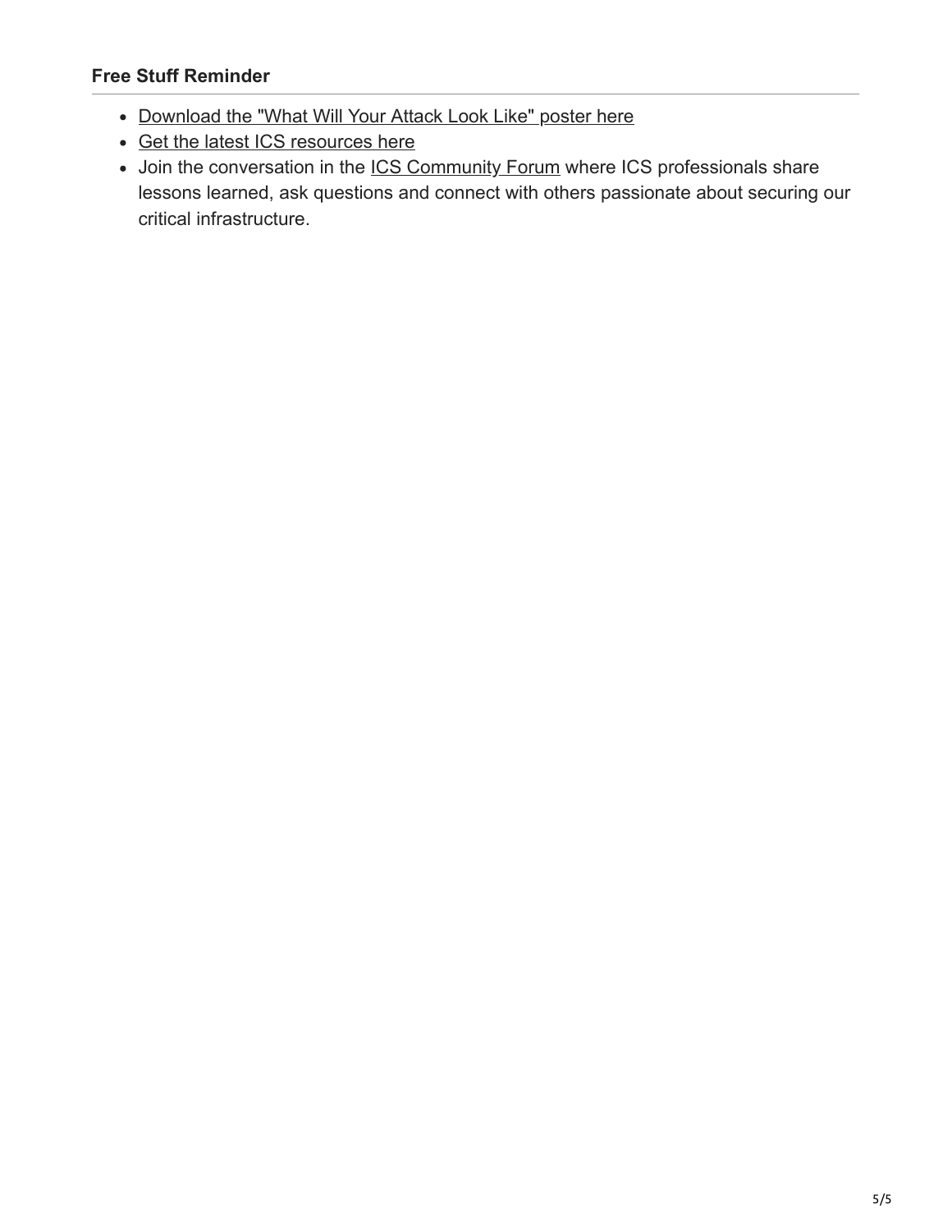### Free Stuff Reminder

- Download the "What Will Your Attack Look Like" poster here
- Get the latest ICS resources here
- Join the conversation in the ICS Community Forum where ICS professionals share lessons learned, ask questions and connect with others passionate about securing our critical infrastructure.